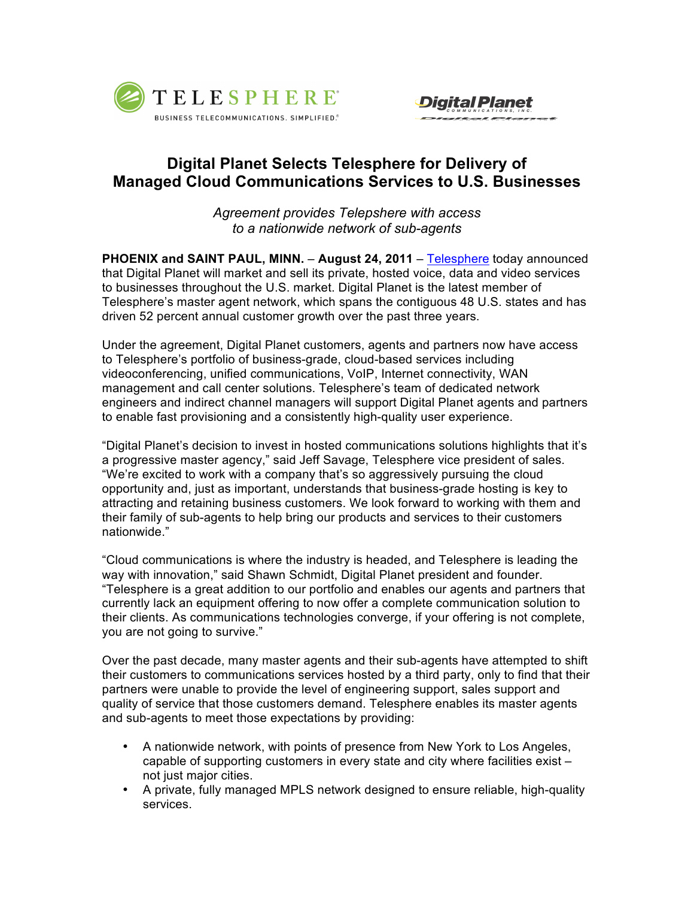TELESPHERE

BUSINESS TELECOMMUNICATIONS. SIMPLIFIED.

Digital Planet

COMMUNICATIONS, INC.

# Digital Planet Selects Telesphere for Delivery of Managed Cloud Communications Services to U.S. Businesses

*Agreement provides Telepshere with access to a nationwide network of sub-agents*

**PHOENIX and SAINT PAUL, MINN.** – **August 24, 2011** – Telesphere today announced that Digital Planet will market and sell its private, hosted voice, data and video services to businesses throughout the U.S. market. Digital Planet is the latest member of Telesphere's master agent network, which spans the contiguous 48 U.S. states and has driven 52 percent annual customer growth over the past three years.

Under the agreement, Digital Planet customers, agents and partners now have access to Telesphere's portfolio of business-grade, cloud-based services including videoconferencing, unified communications, VoIP, Internet connectivity, WAN management and call center solutions. Telesphere's team of dedicated network engineers and indirect channel managers will support Digital Planet agents and partners to enable fast provisioning and a consistently high-quality user experience.

"Digital Planet's decision to invest in hosted communications solutions highlights that it's a progressive master agency," said Jeff Savage, Telesphere vice president of sales. "We're excited to work with a company that's so aggressively pursuing the cloud opportunity and, just as important, understands that business-grade hosting is key to attracting and retaining business customers. We look forward to working with them and their family of sub-agents to help bring our products and services to their customers nationwide."

"Cloud communications is where the industry is headed, and Telesphere is leading the way with innovation," said Shawn Schmidt, Digital Planet president and founder. "Telesphere is a great addition to our portfolio and enables our agents and partners that currently lack an equipment offering to now offer a complete communication solution to their clients. As communications technologies converge, if your offering is not complete, you are not going to survive."

Over the past decade, many master agents and their sub-agents have attempted to shift their customers to communications services hosted by a third party, only to find that their partners were unable to provide the level of engineering support, sales support and quality of service that those customers demand. Telesphere enables its master agents and sub-agents to meet those expectations by providing:

- A nationwide network, with points of presence from New York to Los Angeles, capable of supporting customers in every state and city where facilities exist – not just major cities.
- A private, fully managed MPLS network designed to ensure reliable, high-quality services.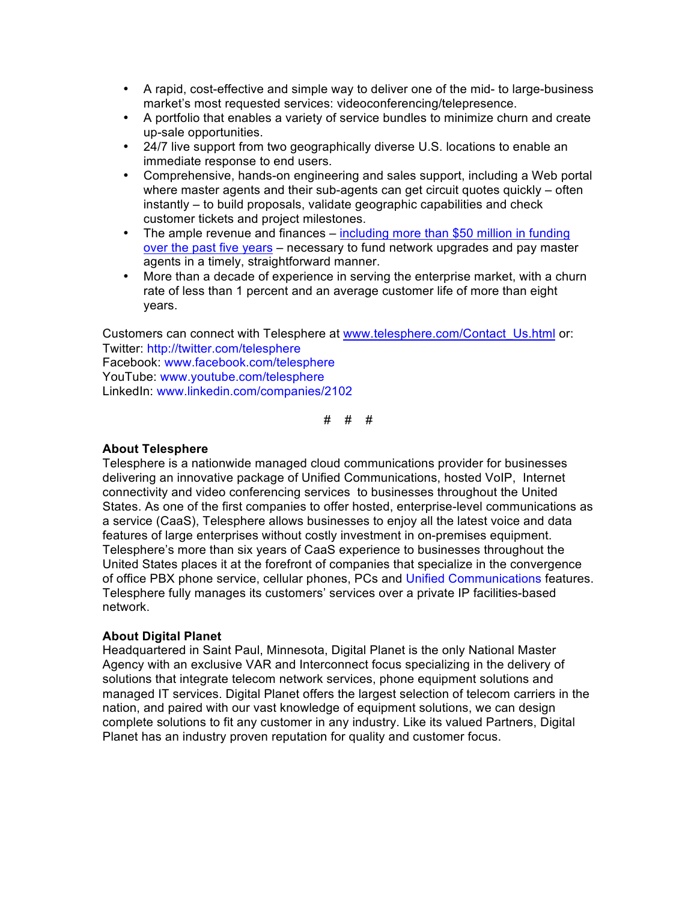- A rapid, cost-effective and simple way to deliver one of the mid- to large-business market's most requested services: videoconferencing/telepresence.
- A portfolio that enables a variety of service bundles to minimize churn and create up-sale opportunities.
- 24/7 live support from two geographically diverse U.S. locations to enable an immediate response to end users.
- Comprehensive, hands-on engineering and sales support, including a Web portal where master agents and their sub-agents can get circuit quotes quickly – often instantly – to build proposals, validate geographic capabilities and check customer tickets and project milestones.
- The ample revenue and finances – including more than $50 million in funding over the past five years – necessary to fund network upgrades and pay master agents in a timely, straightforward manner.
- More than a decade of experience in serving the enterprise market, with a churn rate of less than 1 percent and an average customer life of more than eight years.

Customers can connect with Telesphere at www.telesphere.com/Contact_Us.html or:
Twitter: http://twitter.com/telesphere
Facebook: www.facebook.com/telesphere
YouTube: www.youtube.com/telesphere
LinkedIn: www.linkedin.com/companies/2102

# # #

**About Telesphere**
Telesphere is a nationwide managed cloud communications provider for businesses delivering an innovative package of Unified Communications, hosted VoIP, Internet connectivity and video conferencing services to businesses throughout the United States. As one of the first companies to offer hosted, enterprise-level communications as a service (CaaS), Telesphere allows businesses to enjoy all the latest voice and data features of large enterprises without costly investment in on-premises equipment. Telesphere's more than six years of CaaS experience to businesses throughout the United States places it at the forefront of companies that specialize in the convergence of office PBX phone service, cellular phones, PCs and Unified Communications features. Telesphere fully manages its customers' services over a private IP facilities-based network.

**About Digital Planet**
Headquartered in Saint Paul, Minnesota, Digital Planet is the only National Master Agency with an exclusive VAR and Interconnect focus specializing in the delivery of solutions that integrate telecom network services, phone equipment solutions and managed IT services. Digital Planet offers the largest selection of telecom carriers in the nation, and paired with our vast knowledge of equipment solutions, we can design complete solutions to fit any customer in any industry. Like its valued Partners, Digital Planet has an industry proven reputation for quality and customer focus.